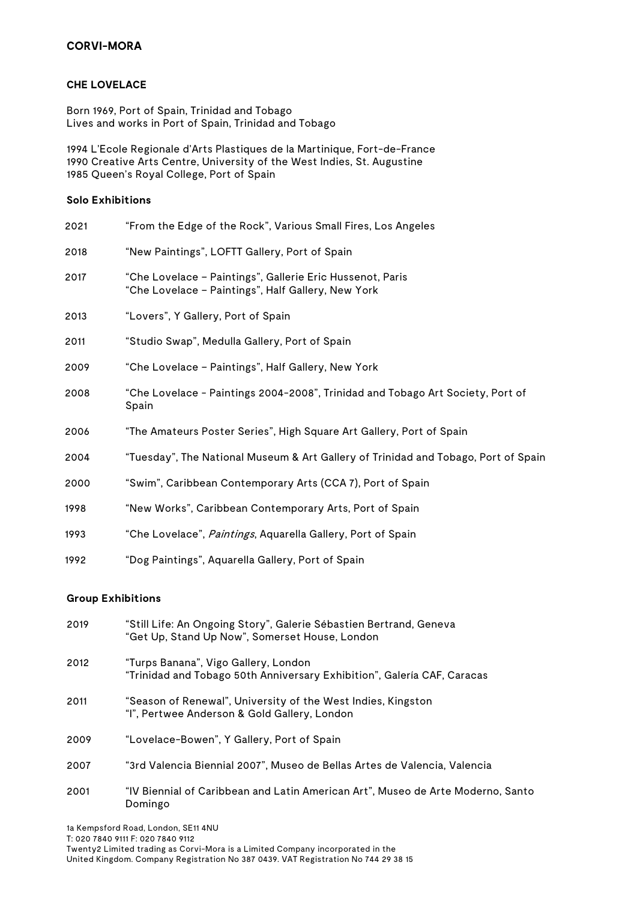# CORVI-MORA

## CHE LOVELACE

Born 1969, Port of Spain, Trinidad and Tobago
Lives and works in Port of Spain, Trinidad and Tobago

1994 L'Ecole Regionale d'Arts Plastiques de la Martinique, Fort-de-France
1990 Creative Arts Centre, University of the West Indies, St. Augustine
1985 Queen's Royal College, Port of Spain

### Solo Exhibitions

2021 "From the Edge of the Rock", Various Small Fires, Los Angeles

2018 "New Paintings", LOFTT Gallery, Port of Spain

2017 "Che Lovelace – Paintings", Gallerie Eric Hussenot, Paris
"Che Lovelace – Paintings", Half Gallery, New York

2013 "Lovers", Y Gallery, Port of Spain

2011 "Studio Swap", Medulla Gallery, Port of Spain

2009 "Che Lovelace – Paintings", Half Gallery, New York

2008 "Che Lovelace - Paintings 2004-2008", Trinidad and Tobago Art Society, Port of Spain

2006 "The Amateurs Poster Series", High Square Art Gallery, Port of Spain

2004 "Tuesday", The National Museum & Art Gallery of Trinidad and Tobago, Port of Spain

2000 "Swim", Caribbean Contemporary Arts (CCA 7), Port of Spain

1998 "New Works", Caribbean Contemporary Arts, Port of Spain

1993 "Che Lovelace", *Paintings*, Aquarella Gallery, Port of Spain

1992 "Dog Paintings", Aquarella Gallery, Port of Spain

### Group Exhibitions

2019 "Still Life: An Ongoing Story", Galerie Sébastien Bertrand, Geneva
"Get Up, Stand Up Now", Somerset House, London

2012 "Turps Banana", Vigo Gallery, London
"Trinidad and Tobago 50th Anniversary Exhibition", Galería CAF, Caracas

2011 "Season of Renewal", University of the West Indies, Kingston
"I", Pertwee Anderson & Gold Gallery, London

2009 "Lovelace-Bowen", Y Gallery, Port of Spain

2007 "3rd Valencia Biennial 2007", Museo de Bellas Artes de Valencia, Valencia

2001 "IV Biennial of Caribbean and Latin American Art", Museo de Arte Moderno, Santo Domingo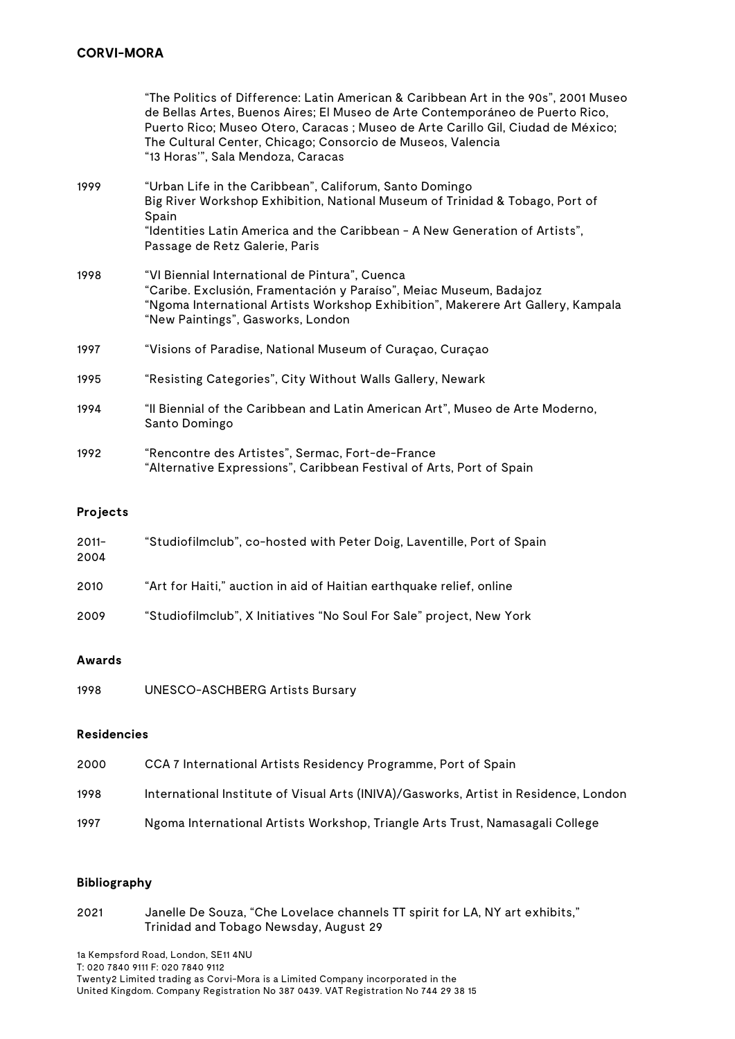| | |
|---|---|
| | "The Politics of Difference: Latin American & Caribbean Art in the 90s", 2001 Museo de Bellas Artes, Buenos Aires; El Museo de Arte Contemporáneo de Puerto Rico, Puerto Rico; Museo Otero, Caracas ; Museo de Arte Carillo Gil, Ciudad de México; The Cultural Center, Chicago; Consorcio de Museos, Valencia<br>"13 Horas'", Sala Mendoza, Caracas |
| 1999 | "Urban Life in the Caribbean", Califorum, Santo Domingo<br>Big River Workshop Exhibition, National Museum of Trinidad & Tobago, Port of Spain<br>"Identities Latin America and the Caribbean - A New Generation of Artists", Passage de Retz Galerie, Paris |
| 1998 | "VI Biennial International de Pintura", Cuenca<br>"Caribe. Exclusión, Framentación y Paraiso", Meiac Museum, Badajoz<br>"Ngoma International Artists Workshop Exhibition", Makerere Art Gallery, Kampala<br>"New Paintings", Gasworks, London |
| 1997 | "Visions of Paradise, National Museum of Curaçao, Curaçao |
| 1995 | "Resisting Categories", City Without Walls Gallery, Newark |
| 1994 | "II Biennial of the Caribbean and Latin American Art", Museo de Arte Moderno, Santo Domingo |
| 1992 | "Rencontre des Artistes", Sermac, Fort-de-France<br>"Alternative Expressions", Caribbean Festival of Arts, Port of Spain |

**Projects**

| | |
|---|---|
| 2011-2004 | "Studiofilmclub", co-hosted with Peter Doig, Laventille, Port of Spain |
| 2010 | "Art for Haiti," auction in aid of Haitian earthquake relief, online |
| 2009 | "Studiofilmclub", X Initiatives "No Soul For Sale" project, New York |

**Awards**

| | |
|---|---|
| 1998 | UNESCO-ASCHBERG Artists Bursary |

**Residencies**

| | |
|---|---|
| 2000 | CCA 7 International Artists Residency Programme, Port of Spain |
| 1998 | International Institute of Visual Arts (INIVA)/Gasworks, Artist in Residence, London |
| 1997 | Ngoma International Artists Workshop, Triangle Arts Trust, Namasagali College |

**Bibliography**

| | |
|---|---|
| 2021 | Janelle De Souza, "Che Lovelace channels TT spirit for LA, NY art exhibits," Trinidad and Tobago Newsday, August 29 |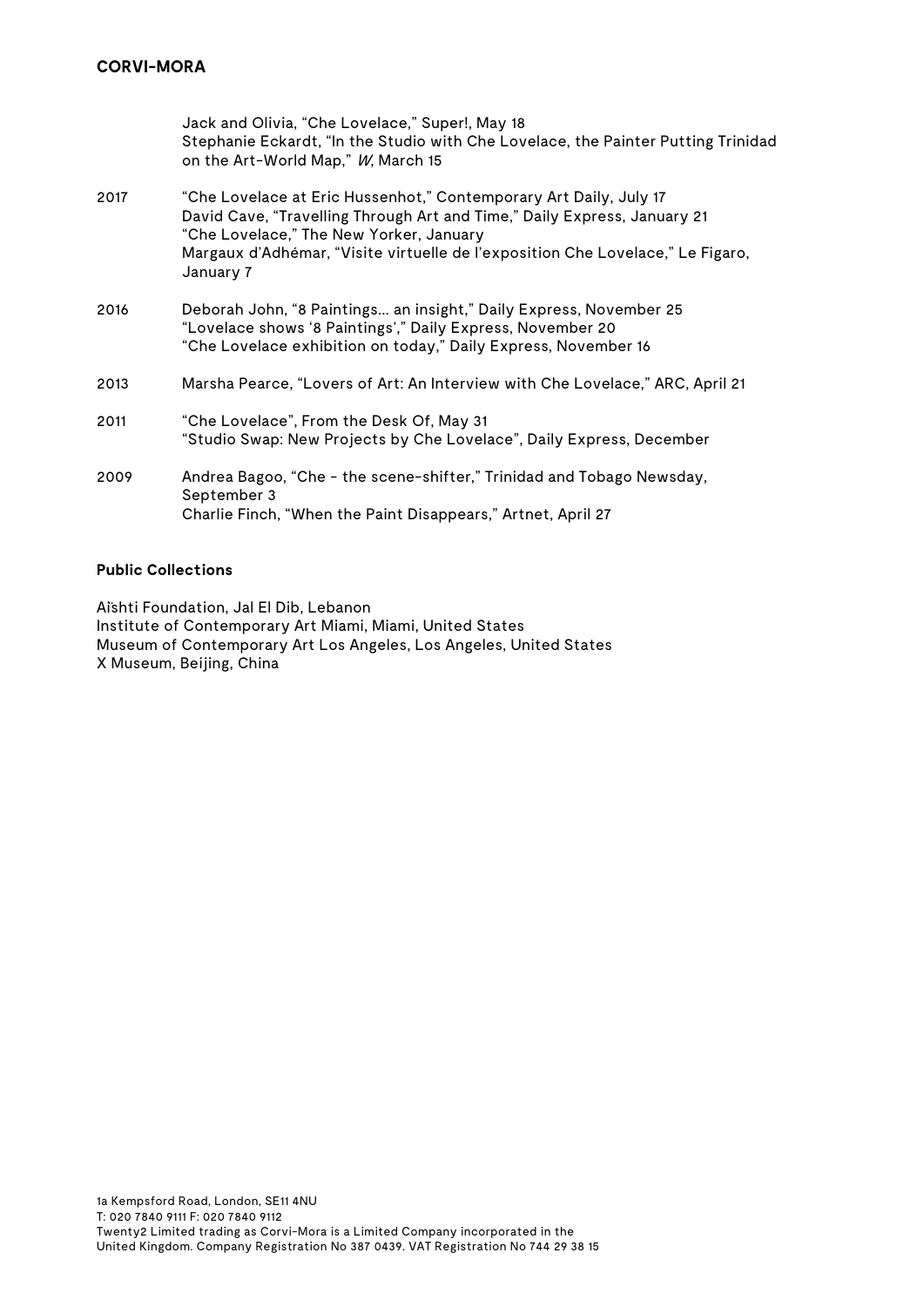Jack and Olivia, "Che Lovelace," Super!, May 18
Stephanie Eckardt, "In the Studio with Che Lovelace, the Painter Putting Trinidad on the Art-World Map," *W*, March 15

2017 "Che Lovelace at Eric Hussenhot," Contemporary Art Daily, July 17
David Cave, "Travelling Through Art and Time," Daily Express, January 21
"Che Lovelace," The New Yorker, January
Margaux d'Adhémar, "Visite virtuelle de l'exposition Che Lovelace," Le Figaro, January 7

2016 Deborah John, "8 Paintings... an insight," Daily Express, November 25
"Lovelace shows '8 Paintings'," Daily Express, November 20
"Che Lovelace exhibition on today," Daily Express, November 16

2013 Marsha Pearce, "Lovers of Art: An Interview with Che Lovelace," ARC, April 21

2011 "Che Lovelace", From the Desk Of, May 31
"Studio Swap: New Projects by Che Lovelace", Daily Express, December

2009 Andrea Bagoo, "Che - the scene-shifter," Trinidad and Tobago Newsday, September 3
Charlie Finch, "When the Paint Disappears," Artnet, April 27

**Public Collections**

Aïshti Foundation, Jal El Dib, Lebanon
Institute of Contemporary Art Miami, Miami, United States
Museum of Contemporary Art Los Angeles, Los Angeles, United States
X Museum, Beijing, China